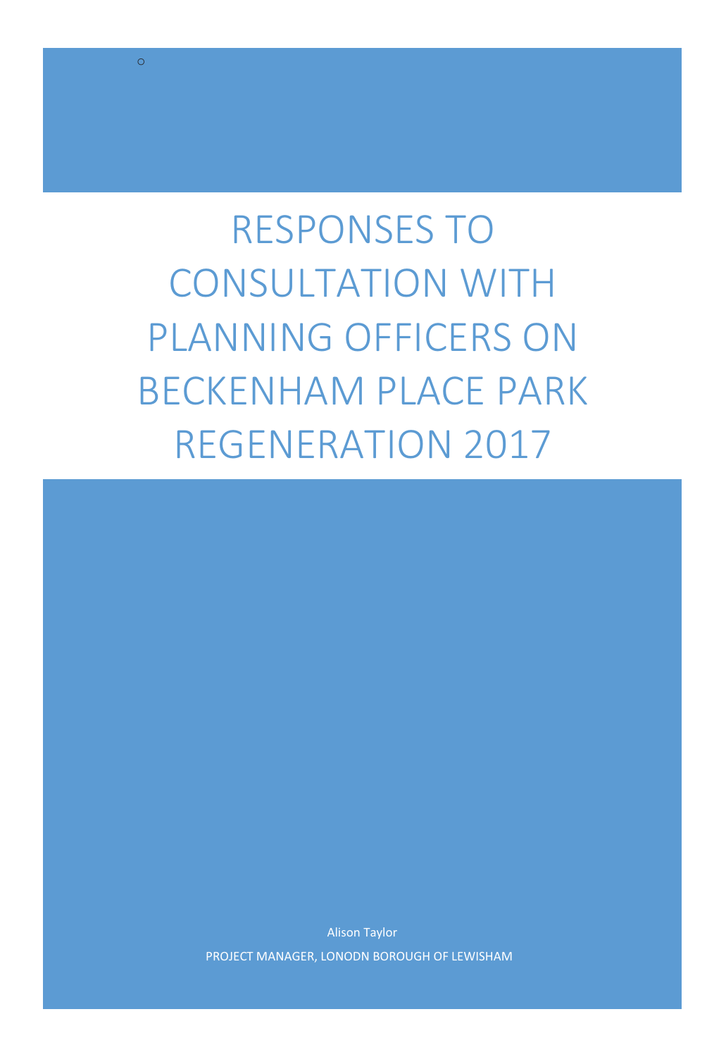# RESPONSES TO CONSULTATION WITH PLANNING OFFICERS ON BECKENHAM PLACE PARK REGENERATION 2017

Alison Taylor

PROJECT MANAGER, LONODN BOROUGH OF LEWISHAM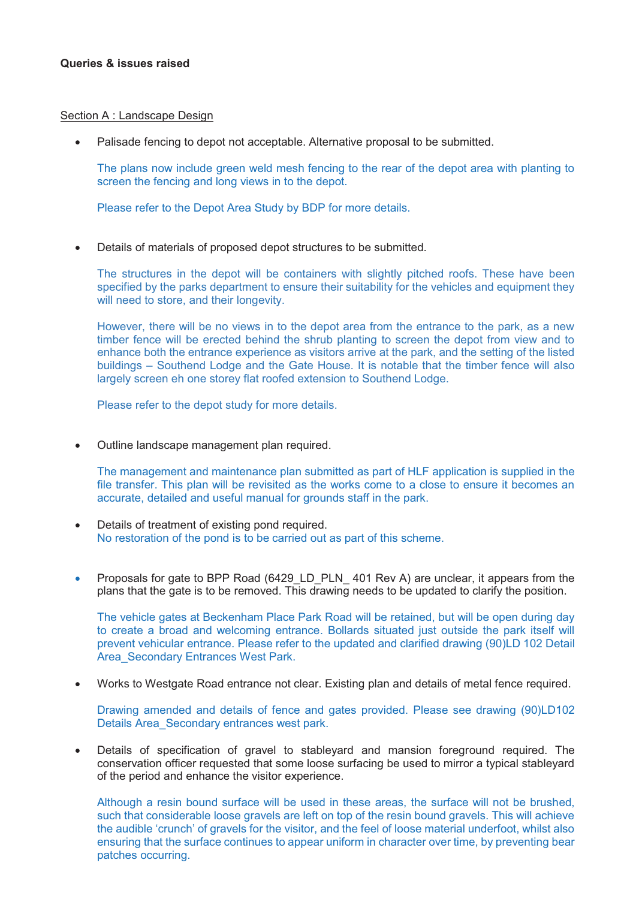**Queries & issues raised**

Section A : Landscape Design

- Palisade fencing to depot not acceptable. Alternative proposal to be submitted.

  The plans now include green weld mesh fencing to the rear of the depot area with planting to screen the fencing and long views in to the depot.

  Please refer to the Depot Area Study by BDP for more details.

- Details of materials of proposed depot structures to be submitted.

  The structures in the depot will be containers with slightly pitched roofs. These have been specified by the parks department to ensure their suitability for the vehicles and equipment they will need to store, and their longevity.

  However, there will be no views in to the depot area from the entrance to the park, as a new timber fence will be erected behind the shrub planting to screen the depot from view and to enhance both the entrance experience as visitors arrive at the park, and the setting of the listed buildings – Southend Lodge and the Gate House. It is notable that the timber fence will also largely screen eh one storey flat roofed extension to Southend Lodge.

  Please refer to the depot study for more details.

- Outline landscape management plan required.

  The management and maintenance plan submitted as part of HLF application is supplied in the file transfer. This plan will be revisited as the works come to a close to ensure it becomes an accurate, detailed and useful manual for grounds staff in the park.

- Details of treatment of existing pond required.
  No restoration of the pond is to be carried out as part of this scheme.

- Proposals for gate to BPP Road (6429_LD_PLN_ 401 Rev A) are unclear, it appears from the plans that the gate is to be removed. This drawing needs to be updated to clarify the position.

  The vehicle gates at Beckenham Place Park Road will be retained, but will be open during day to create a broad and welcoming entrance. Bollards situated just outside the park itself will prevent vehicular entrance. Please refer to the updated and clarified drawing (90)LD 102 Detail Area_Secondary Entrances West Park.

- Works to Westgate Road entrance not clear. Existing plan and details of metal fence required.

  Drawing amended and details of fence and gates provided. Please see drawing (90)LD102 Details Area_Secondary entrances west park.

- Details of specification of gravel to stableyard and mansion foreground required. The conservation officer requested that some loose surfacing be used to mirror a typical stableyard of the period and enhance the visitor experience.

  Although a resin bound surface will be used in these areas, the surface will not be brushed, such that considerable loose gravels are left on top of the resin bound gravels. This will achieve the audible 'crunch' of gravels for the visitor, and the feel of loose material underfoot, whilst also ensuring that the surface continues to appear uniform in character over time, by preventing bear patches occurring.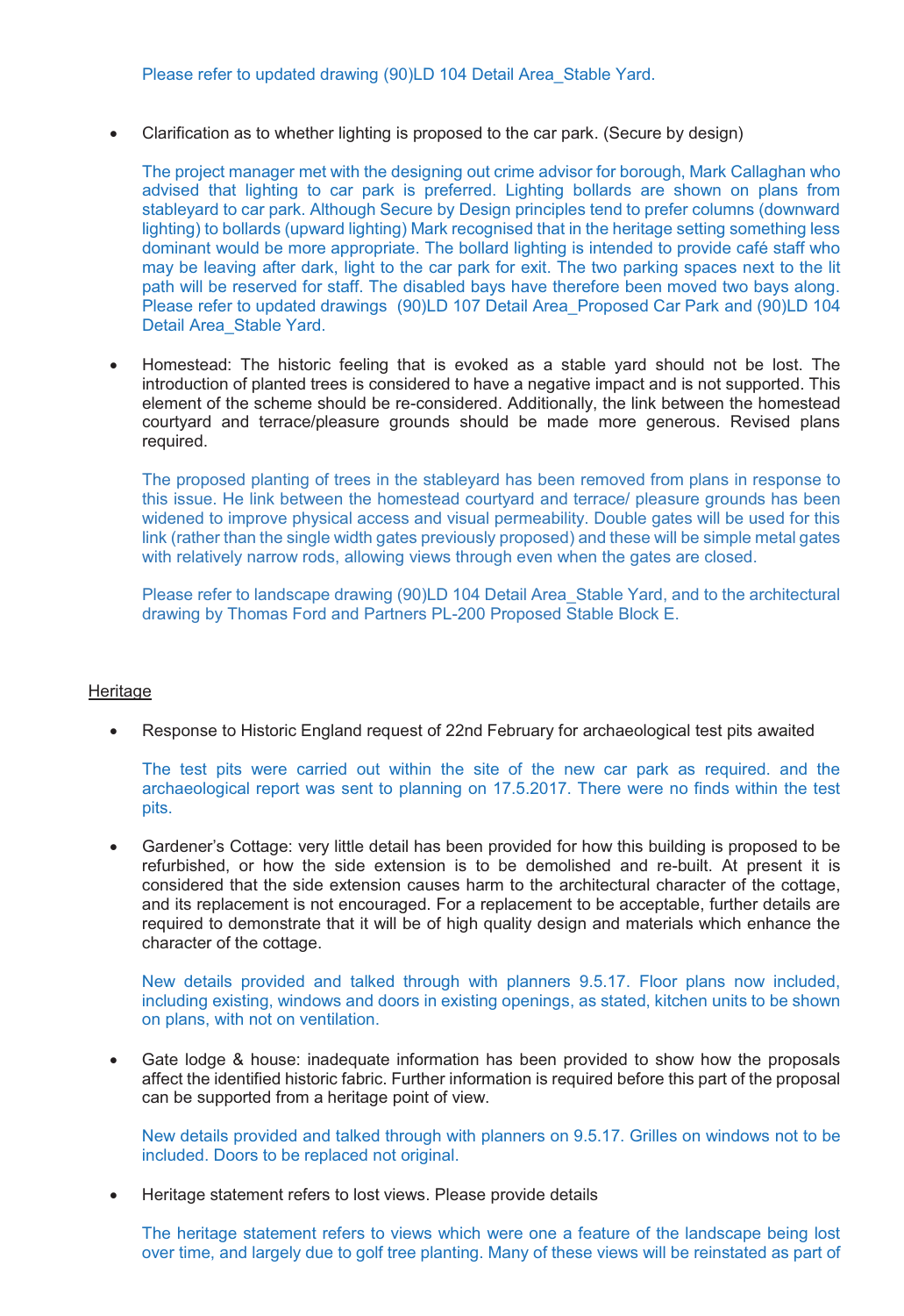Please refer to updated drawing (90)LD 104 Detail Area_Stable Yard.

- Clarification as to whether lighting is proposed to the car park. (Secure by design)

  The project manager met with the designing out crime advisor for borough, Mark Callaghan who advised that lighting to car park is preferred. Lighting bollards are shown on plans from stableyard to car park. Although Secure by Design principles tend to prefer columns (downward lighting) to bollards (upward lighting) Mark recognised that in the heritage setting something less dominant would be more appropriate. The bollard lighting is intended to provide café staff who may be leaving after dark, light to the car park for exit. The two parking spaces next to the lit path will be reserved for staff. The disabled bays have therefore been moved two bays along. Please refer to updated drawings (90)LD 107 Detail Area_Proposed Car Park and (90)LD 104 Detail Area_Stable Yard.

- Homestead: The historic feeling that is evoked as a stable yard should not be lost. The introduction of planted trees is considered to have a negative impact and is not supported. This element of the scheme should be re-considered. Additionally, the link between the homestead courtyard and terrace/pleasure grounds should be made more generous. Revised plans required.

  The proposed planting of trees in the stableyard has been removed from plans in response to this issue. He link between the homestead courtyard and terrace/ pleasure grounds has been widened to improve physical access and visual permeability. Double gates will be used for this link (rather than the single width gates previously proposed) and these will be simple metal gates with relatively narrow rods, allowing views through even when the gates are closed.

  Please refer to landscape drawing (90)LD 104 Detail Area_Stable Yard, and to the architectural drawing by Thomas Ford and Partners PL-200 Proposed Stable Block E.

<u>Heritage</u>

- Response to Historic England request of 22nd February for archaeological test pits awaited

  The test pits were carried out within the site of the new car park as required. and the archaeological report was sent to planning on 17.5.2017. There were no finds within the test pits.

- Gardener's Cottage: very little detail has been provided for how this building is proposed to be refurbished, or how the side extension is to be demolished and re-built. At present it is considered that the side extension causes harm to the architectural character of the cottage, and its replacement is not encouraged. For a replacement to be acceptable, further details are required to demonstrate that it will be of high quality design and materials which enhance the character of the cottage.

  New details provided and talked through with planners 9.5.17. Floor plans now included, including existing, windows and doors in existing openings, as stated, kitchen units to be shown on plans, with not on ventilation.

- Gate lodge & house: inadequate information has been provided to show how the proposals affect the identified historic fabric. Further information is required before this part of the proposal can be supported from a heritage point of view.

  New details provided and talked through with planners on 9.5.17. Grilles on windows not to be included. Doors to be replaced not original.

- Heritage statement refers to lost views. Please provide details

  The heritage statement refers to views which were one a feature of the landscape being lost over time, and largely due to golf tree planting. Many of these views will be reinstated as part of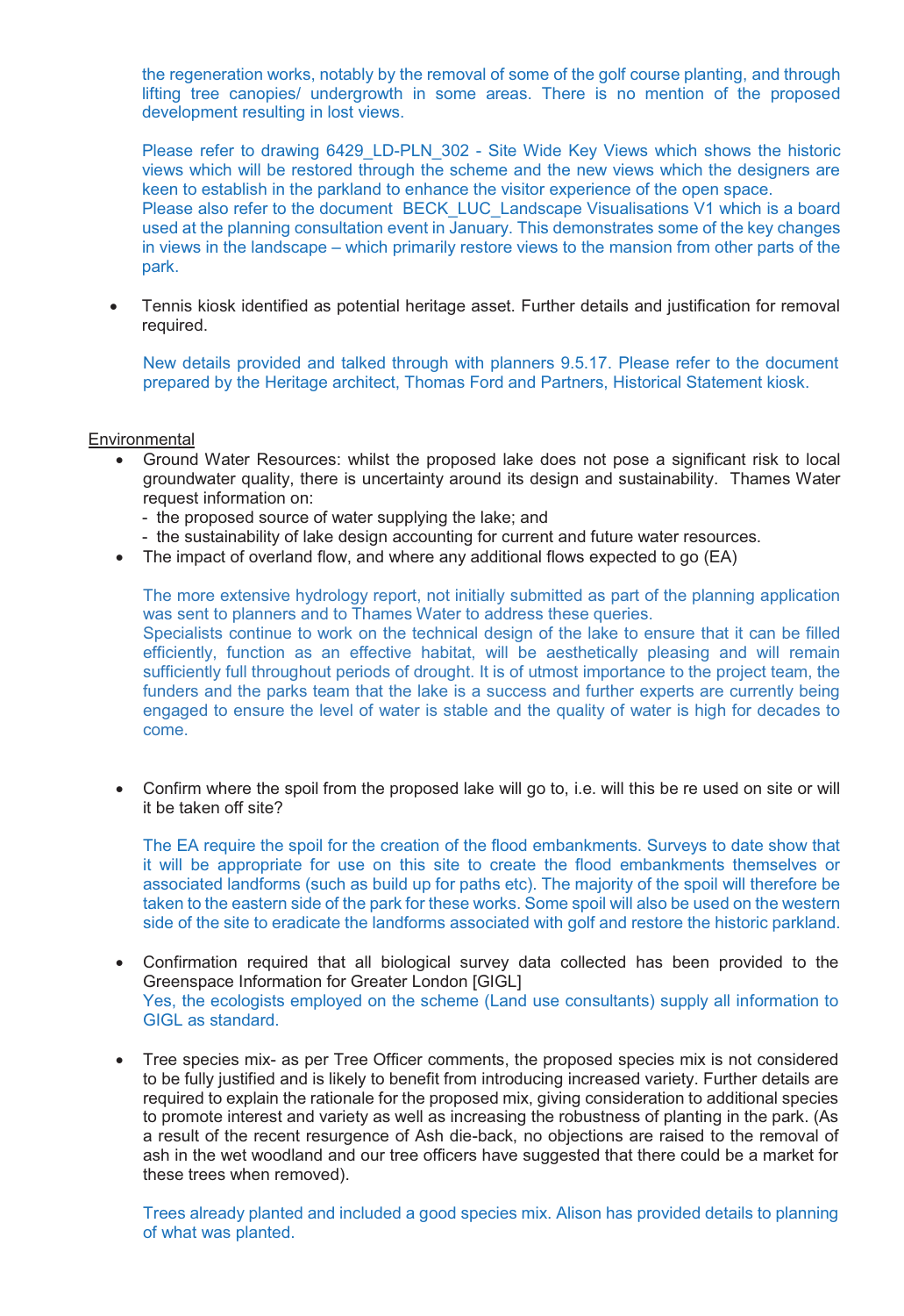the regeneration works, notably by the removal of some of the golf course planting, and through lifting tree canopies/ undergrowth in some areas. There is no mention of the proposed development resulting in lost views.

Please refer to drawing 6429_LD-PLN_302 - Site Wide Key Views which shows the historic views which will be restored through the scheme and the new views which the designers are keen to establish in the parkland to enhance the visitor experience of the open space.
Please also refer to the document BECK_LUC_Landscape Visualisations V1 which is a board used at the planning consultation event in January. This demonstrates some of the key changes in views in the landscape – which primarily restore views to the mansion from other parts of the park.

- Tennis kiosk identified as potential heritage asset. Further details and justification for removal required.

  New details provided and talked through with planners 9.5.17. Please refer to the document prepared by the Heritage architect, Thomas Ford and Partners, Historical Statement kiosk.

Environmental

- Ground Water Resources: whilst the proposed lake does not pose a significant risk to local groundwater quality, there is uncertainty around its design and sustainability. Thames Water request information on:
  - the proposed source of water supplying the lake; and
  - the sustainability of lake design accounting for current and future water resources.
- The impact of overland flow, and where any additional flows expected to go (EA)

  The more extensive hydrology report, not initially submitted as part of the planning application was sent to planners and to Thames Water to address these queries.
  Specialists continue to work on the technical design of the lake to ensure that it can be filled efficiently, function as an effective habitat, will be aesthetically pleasing and will remain sufficiently full throughout periods of drought. It is of utmost importance to the project team, the funders and the parks team that the lake is a success and further experts are currently being engaged to ensure the level of water is stable and the quality of water is high for decades to come.

- Confirm where the spoil from the proposed lake will go to, i.e. will this be re used on site or will it be taken off site?

  The EA require the spoil for the creation of the flood embankments. Surveys to date show that it will be appropriate for use on this site to create the flood embankments themselves or associated landforms (such as build up for paths etc). The majority of the spoil will therefore be taken to the eastern side of the park for these works. Some spoil will also be used on the western side of the site to eradicate the landforms associated with golf and restore the historic parkland.

- Confirmation required that all biological survey data collected has been provided to the Greenspace Information for Greater London [GIGL]
  Yes, the ecologists employed on the scheme (Land use consultants) supply all information to GIGL as standard.

- Tree species mix- as per Tree Officer comments, the proposed species mix is not considered to be fully justified and is likely to benefit from introducing increased variety. Further details are required to explain the rationale for the proposed mix, giving consideration to additional species to promote interest and variety as well as increasing the robustness of planting in the park. (As a result of the recent resurgence of Ash die-back, no objections are raised to the removal of ash in the wet woodland and our tree officers have suggested that there could be a market for these trees when removed).

  Trees already planted and included a good species mix. Alison has provided details to planning of what was planted.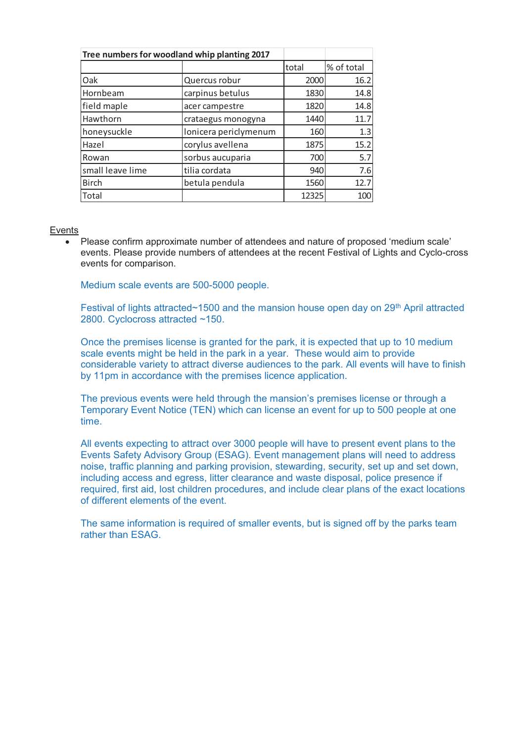| Tree numbers for woodland whip planting 2017 | | | |
|---|---|---|---|
| | | total | % of total |
| Oak | Quercus robur | 2000 | 16.2 |
| Hornbeam | carpinus betulus | 1830 | 14.8 |
| field maple | acer campestre | 1820 | 14.8 |
| Hawthorn | crataegus monogyna | 1440 | 11.7 |
| honeysuckle | lonicera periclymenum | 160 | 1.3 |
| Hazel | corylus avellena | 1875 | 15.2 |
| Rowan | sorbus aucuparia | 700 | 5.7 |
| small leave lime | tilia cordata | 940 | 7.6 |
| Birch | betula pendula | 1560 | 12.7 |
| Total | | 12325 | 100 |

Events

- Please confirm approximate number of attendees and nature of proposed 'medium scale' events. Please provide numbers of attendees at the recent Festival of Lights and Cyclo-cross events for comparison.

  Medium scale events are 500-5000 people.

  Festival of lights attracted~1500 and the mansion house open day on 29th April attracted 2800. Cyclocross attracted ~150.

  Once the premises license is granted for the park, it is expected that up to 10 medium scale events might be held in the park in a year. These would aim to provide considerable variety to attract diverse audiences to the park. All events will have to finish by 11pm in accordance with the premises licence application.

  The previous events were held through the mansion's premises license or through a Temporary Event Notice (TEN) which can license an event for up to 500 people at one time.

  All events expecting to attract over 3000 people will have to present event plans to the Events Safety Advisory Group (ESAG). Event management plans will need to address noise, traffic planning and parking provision, stewarding, security, set up and set down, including access and egress, litter clearance and waste disposal, police presence if required, first aid, lost children procedures, and include clear plans of the exact locations of different elements of the event.

  The same information is required of smaller events, but is signed off by the parks team rather than ESAG.